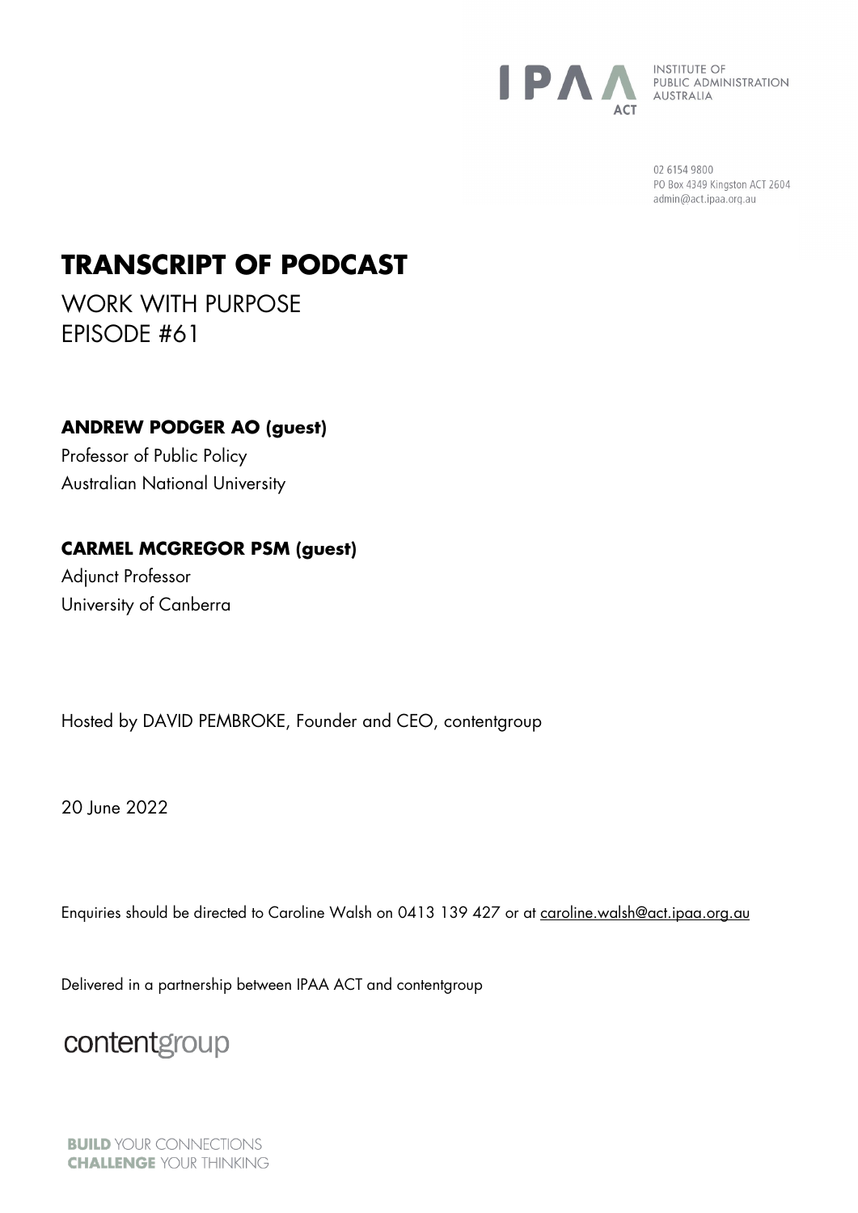IPAA ACT

INSTITUTE OF PUBLIC ADMINISTRATION AUSTRALIA

02 6154 9800
PO Box 4349 Kingston ACT 2604
admin@act.ipaa.org.au

# TRANSCRIPT OF PODCAST

WORK WITH PURPOSE
EPISODE #61

**ANDREW PODGER AO (guest)**
Professor of Public Policy
Australian National University

**CARMEL MCGREGOR PSM (guest)**
Adjunct Professor
University of Canberra

Hosted by DAVID PEMBROKE, Founder and CEO, contentgroup

20 June 2022

Enquiries should be directed to Caroline Walsh on 0413 139 427 or at caroline.walsh@act.ipaa.org.au

Delivered in a partnership between IPAA ACT and contentgroup

contentgroup

**BUILD** YOUR CONNECTIONS
**CHALLENGE** YOUR THINKING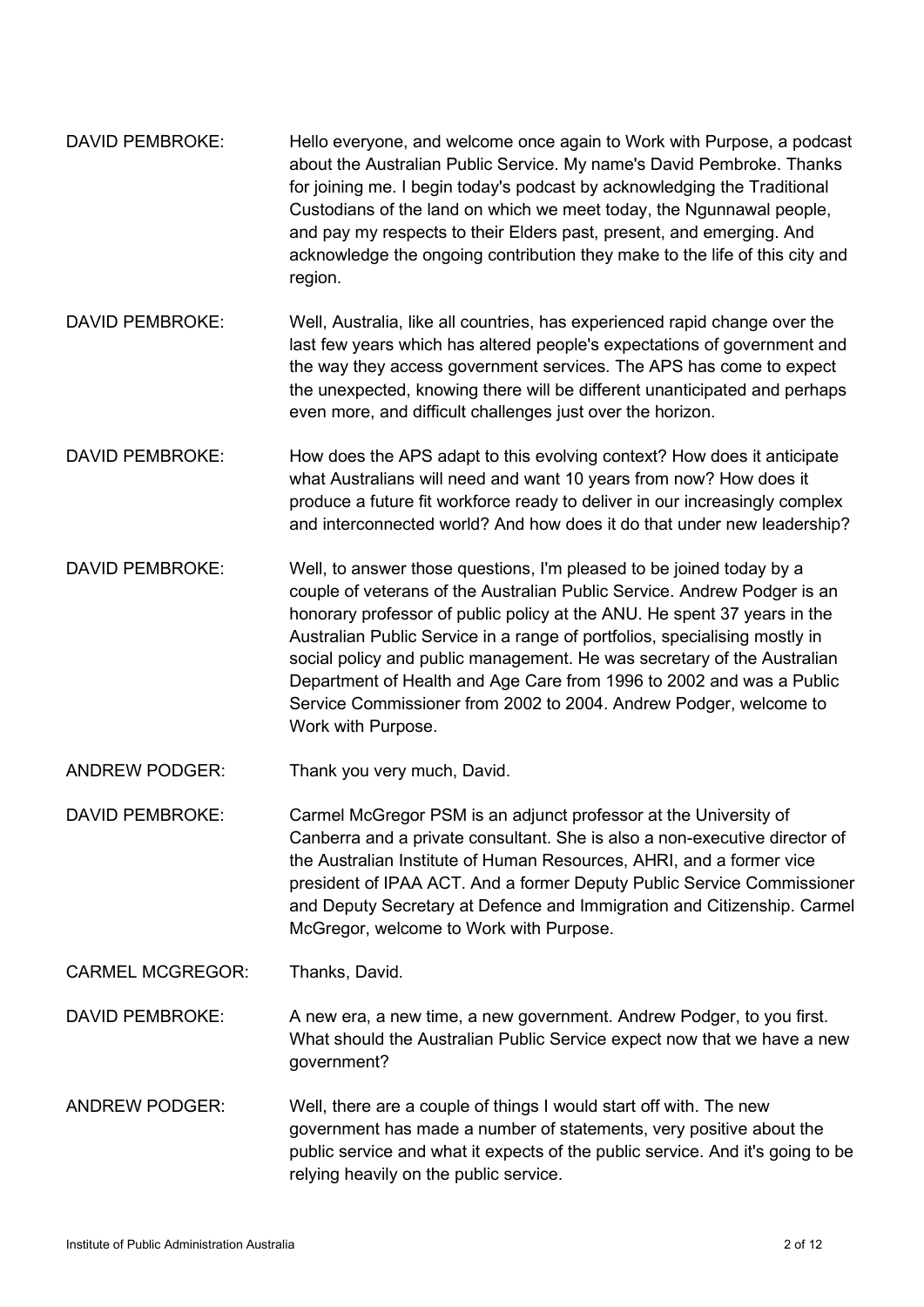DAVID PEMBROKE: Hello everyone, and welcome once again to Work with Purpose, a podcast about the Australian Public Service. My name's David Pembroke. Thanks for joining me. I begin today's podcast by acknowledging the Traditional Custodians of the land on which we meet today, the Ngunnawal people, and pay my respects to their Elders past, present, and emerging. And acknowledge the ongoing contribution they make to the life of this city and region.

DAVID PEMBROKE: Well, Australia, like all countries, has experienced rapid change over the last few years which has altered people's expectations of government and the way they access government services. The APS has come to expect the unexpected, knowing there will be different unanticipated and perhaps even more, and difficult challenges just over the horizon.

DAVID PEMBROKE: How does the APS adapt to this evolving context? How does it anticipate what Australians will need and want 10 years from now? How does it produce a future fit workforce ready to deliver in our increasingly complex and interconnected world? And how does it do that under new leadership?

DAVID PEMBROKE: Well, to answer those questions, I'm pleased to be joined today by a couple of veterans of the Australian Public Service. Andrew Podger is an honorary professor of public policy at the ANU. He spent 37 years in the Australian Public Service in a range of portfolios, specialising mostly in social policy and public management. He was secretary of the Australian Department of Health and Age Care from 1996 to 2002 and was a Public Service Commissioner from 2002 to 2004. Andrew Podger, welcome to Work with Purpose.

ANDREW PODGER: Thank you very much, David.

DAVID PEMBROKE: Carmel McGregor PSM is an adjunct professor at the University of Canberra and a private consultant. She is also a non-executive director of the Australian Institute of Human Resources, AHRI, and a former vice president of IPAA ACT. And a former Deputy Public Service Commissioner and Deputy Secretary at Defence and Immigration and Citizenship. Carmel McGregor, welcome to Work with Purpose.

CARMEL MCGREGOR: Thanks, David.

DAVID PEMBROKE: A new era, a new time, a new government. Andrew Podger, to you first. What should the Australian Public Service expect now that we have a new government?

ANDREW PODGER: Well, there are a couple of things I would start off with. The new government has made a number of statements, very positive about the public service and what it expects of the public service. And it's going to be relying heavily on the public service.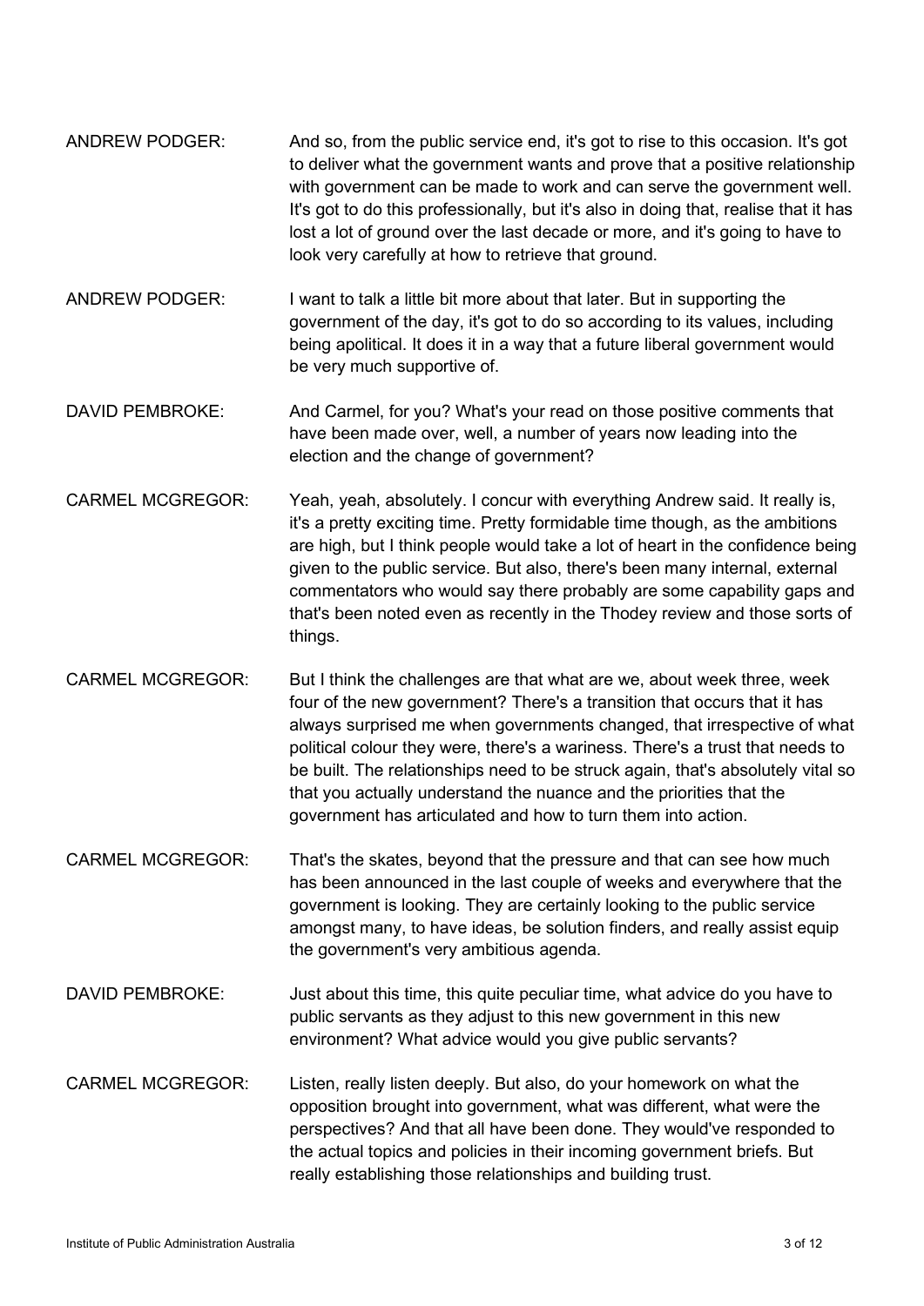ANDREW PODGER: And so, from the public service end, it's got to rise to this occasion. It's got to deliver what the government wants and prove that a positive relationship with government can be made to work and can serve the government well. It's got to do this professionally, but it's also in doing that, realise that it has lost a lot of ground over the last decade or more, and it's going to have to look very carefully at how to retrieve that ground.

ANDREW PODGER: I want to talk a little bit more about that later. But in supporting the government of the day, it's got to do so according to its values, including being apolitical. It does it in a way that a future liberal government would be very much supportive of.

DAVID PEMBROKE: And Carmel, for you? What's your read on those positive comments that have been made over, well, a number of years now leading into the election and the change of government?

CARMEL MCGREGOR: Yeah, yeah, absolutely. I concur with everything Andrew said. It really is, it's a pretty exciting time. Pretty formidable time though, as the ambitions are high, but I think people would take a lot of heart in the confidence being given to the public service. But also, there's been many internal, external commentators who would say there probably are some capability gaps and that's been noted even as recently in the Thodey review and those sorts of things.

CARMEL MCGREGOR: But I think the challenges are that what are we, about week three, week four of the new government? There's a transition that occurs that it has always surprised me when governments changed, that irrespective of what political colour they were, there's a wariness. There's a trust that needs to be built. The relationships need to be struck again, that's absolutely vital so that you actually understand the nuance and the priorities that the government has articulated and how to turn them into action.

CARMEL MCGREGOR: That's the skates, beyond that the pressure and that can see how much has been announced in the last couple of weeks and everywhere that the government is looking. They are certainly looking to the public service amongst many, to have ideas, be solution finders, and really assist equip the government's very ambitious agenda.

DAVID PEMBROKE: Just about this time, this quite peculiar time, what advice do you have to public servants as they adjust to this new government in this new environment? What advice would you give public servants?

CARMEL MCGREGOR: Listen, really listen deeply. But also, do your homework on what the opposition brought into government, what was different, what were the perspectives? And that all have been done. They would've responded to the actual topics and policies in their incoming government briefs. But really establishing those relationships and building trust.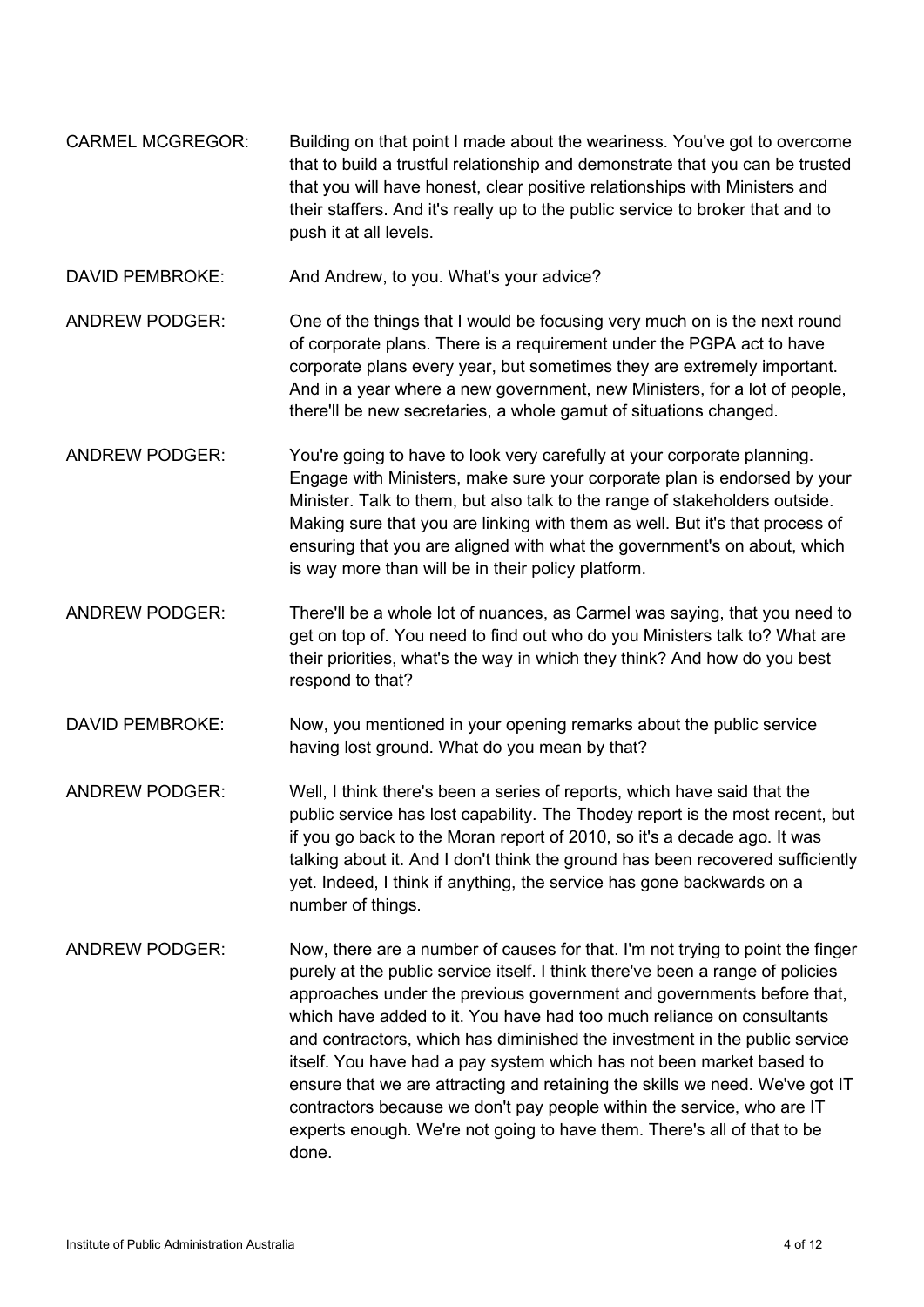CARMEL MCGREGOR: Building on that point I made about the weariness. You've got to overcome that to build a trustful relationship and demonstrate that you can be trusted that you will have honest, clear positive relationships with Ministers and their staffers. And it's really up to the public service to broker that and to push it at all levels.

DAVID PEMBROKE: And Andrew, to you. What's your advice?

ANDREW PODGER: One of the things that I would be focusing very much on is the next round of corporate plans. There is a requirement under the PGPA act to have corporate plans every year, but sometimes they are extremely important. And in a year where a new government, new Ministers, for a lot of people, there'll be new secretaries, a whole gamut of situations changed.

ANDREW PODGER: You're going to have to look very carefully at your corporate planning. Engage with Ministers, make sure your corporate plan is endorsed by your Minister. Talk to them, but also talk to the range of stakeholders outside. Making sure that you are linking with them as well. But it's that process of ensuring that you are aligned with what the government's on about, which is way more than will be in their policy platform.

ANDREW PODGER: There'll be a whole lot of nuances, as Carmel was saying, that you need to get on top of. You need to find out who do you Ministers talk to? What are their priorities, what's the way in which they think? And how do you best respond to that?

DAVID PEMBROKE: Now, you mentioned in your opening remarks about the public service having lost ground. What do you mean by that?

ANDREW PODGER: Well, I think there's been a series of reports, which have said that the public service has lost capability. The Thodey report is the most recent, but if you go back to the Moran report of 2010, so it's a decade ago. It was talking about it. And I don't think the ground has been recovered sufficiently yet. Indeed, I think if anything, the service has gone backwards on a number of things.

ANDREW PODGER: Now, there are a number of causes for that. I'm not trying to point the finger purely at the public service itself. I think there've been a range of policies approaches under the previous government and governments before that, which have added to it. You have had too much reliance on consultants and contractors, which has diminished the investment in the public service itself. You have had a pay system which has not been market based to ensure that we are attracting and retaining the skills we need. We've got IT contractors because we don't pay people within the service, who are IT experts enough. We're not going to have them. There's all of that to be done.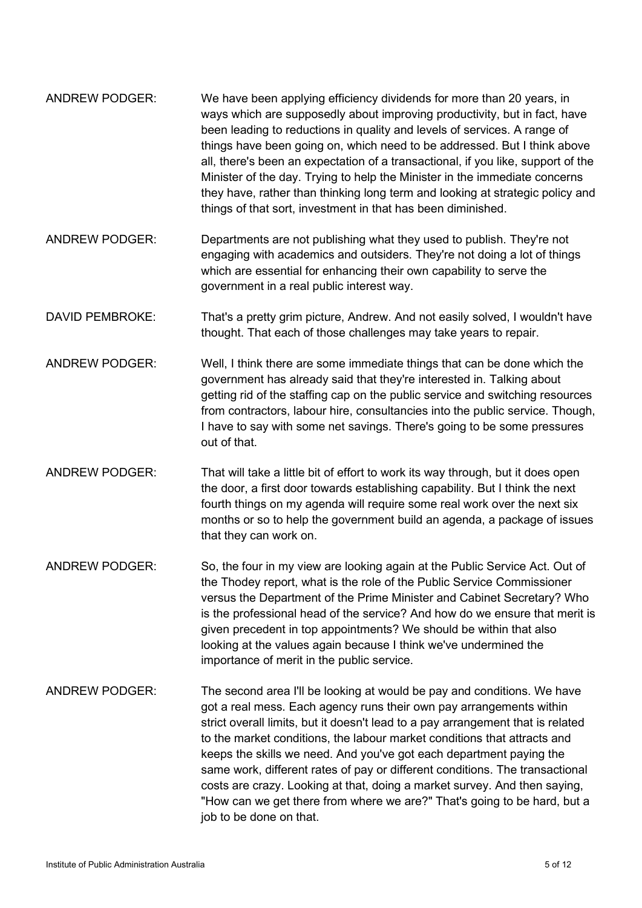ANDREW PODGER: We have been applying efficiency dividends for more than 20 years, in ways which are supposedly about improving productivity, but in fact, have been leading to reductions in quality and levels of services. A range of things have been going on, which need to be addressed. But I think above all, there's been an expectation of a transactional, if you like, support of the Minister of the day. Trying to help the Minister in the immediate concerns they have, rather than thinking long term and looking at strategic policy and things of that sort, investment in that has been diminished.

ANDREW PODGER: Departments are not publishing what they used to publish. They're not engaging with academics and outsiders. They're not doing a lot of things which are essential for enhancing their own capability to serve the government in a real public interest way.

DAVID PEMBROKE: That's a pretty grim picture, Andrew. And not easily solved, I wouldn't have thought. That each of those challenges may take years to repair.

ANDREW PODGER: Well, I think there are some immediate things that can be done which the government has already said that they're interested in. Talking about getting rid of the staffing cap on the public service and switching resources from contractors, labour hire, consultancies into the public service. Though, I have to say with some net savings. There's going to be some pressures out of that.

ANDREW PODGER: That will take a little bit of effort to work its way through, but it does open the door, a first door towards establishing capability. But I think the next fourth things on my agenda will require some real work over the next six months or so to help the government build an agenda, a package of issues that they can work on.

ANDREW PODGER: So, the four in my view are looking again at the Public Service Act. Out of the Thodey report, what is the role of the Public Service Commissioner versus the Department of the Prime Minister and Cabinet Secretary? Who is the professional head of the service? And how do we ensure that merit is given precedent in top appointments? We should be within that also looking at the values again because I think we've undermined the importance of merit in the public service.

ANDREW PODGER: The second area I'll be looking at would be pay and conditions. We have got a real mess. Each agency runs their own pay arrangements within strict overall limits, but it doesn't lead to a pay arrangement that is related to the market conditions, the labour market conditions that attracts and keeps the skills we need. And you've got each department paying the same work, different rates of pay or different conditions. The transactional costs are crazy. Looking at that, doing a market survey. And then saying, "How can we get there from where we are?" That's going to be hard, but a job to be done on that.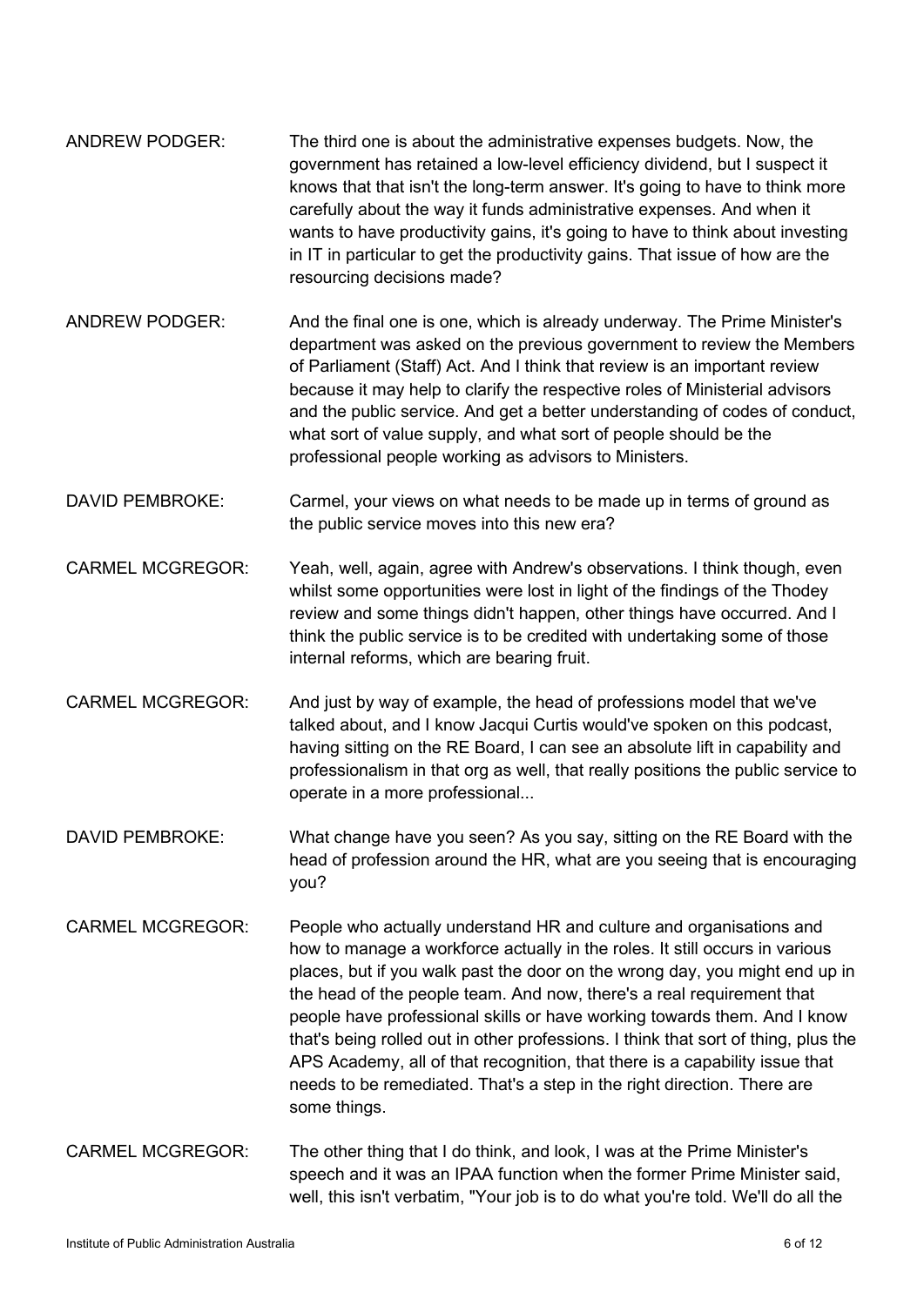ANDREW PODGER: The third one is about the administrative expenses budgets. Now, the government has retained a low-level efficiency dividend, but I suspect it knows that that isn't the long-term answer. It's going to have to think more carefully about the way it funds administrative expenses. And when it wants to have productivity gains, it's going to have to think about investing in IT in particular to get the productivity gains. That issue of how are the resourcing decisions made?

ANDREW PODGER: And the final one is one, which is already underway. The Prime Minister's department was asked on the previous government to review the Members of Parliament (Staff) Act. And I think that review is an important review because it may help to clarify the respective roles of Ministerial advisors and the public service. And get a better understanding of codes of conduct, what sort of value supply, and what sort of people should be the professional people working as advisors to Ministers.

DAVID PEMBROKE: Carmel, your views on what needs to be made up in terms of ground as the public service moves into this new era?

CARMEL MCGREGOR: Yeah, well, again, agree with Andrew's observations. I think though, even whilst some opportunities were lost in light of the findings of the Thodey review and some things didn't happen, other things have occurred. And I think the public service is to be credited with undertaking some of those internal reforms, which are bearing fruit.

CARMEL MCGREGOR: And just by way of example, the head of professions model that we've talked about, and I know Jacqui Curtis would've spoken on this podcast, having sitting on the RE Board, I can see an absolute lift in capability and professionalism in that org as well, that really positions the public service to operate in a more professional...

DAVID PEMBROKE: What change have you seen? As you say, sitting on the RE Board with the head of profession around the HR, what are you seeing that is encouraging you?

CARMEL MCGREGOR: People who actually understand HR and culture and organisations and how to manage a workforce actually in the roles. It still occurs in various places, but if you walk past the door on the wrong day, you might end up in the head of the people team. And now, there's a real requirement that people have professional skills or have working towards them. And I know that's being rolled out in other professions. I think that sort of thing, plus the APS Academy, all of that recognition, that there is a capability issue that needs to be remediated. That's a step in the right direction. There are some things.

CARMEL MCGREGOR: The other thing that I do think, and look, I was at the Prime Minister's speech and it was an IPAA function when the former Prime Minister said, well, this isn't verbatim, "Your job is to do what you're told. We'll do all the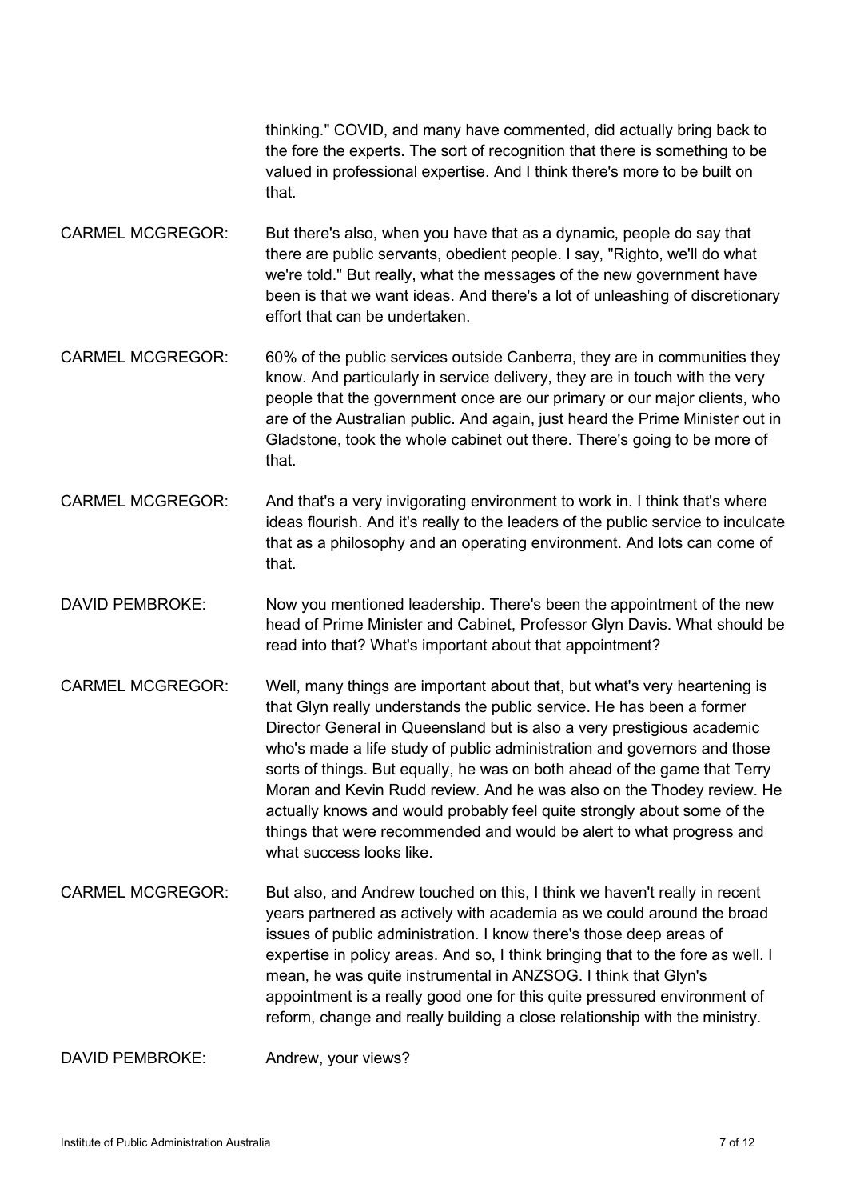thinking." COVID, and many have commented, did actually bring back to the fore the experts. The sort of recognition that there is something to be valued in professional expertise. And I think there's more to be built on that.

CARMEL MCGREGOR: But there's also, when you have that as a dynamic, people do say that there are public servants, obedient people. I say, "Righto, we'll do what we're told." But really, what the messages of the new government have been is that we want ideas. And there's a lot of unleashing of discretionary effort that can be undertaken.

CARMEL MCGREGOR: 60% of the public services outside Canberra, they are in communities they know. And particularly in service delivery, they are in touch with the very people that the government once are our primary or our major clients, who are of the Australian public. And again, just heard the Prime Minister out in Gladstone, took the whole cabinet out there. There's going to be more of that.

CARMEL MCGREGOR: And that's a very invigorating environment to work in. I think that's where ideas flourish. And it's really to the leaders of the public service to inculcate that as a philosophy and an operating environment. And lots can come of that.

DAVID PEMBROKE: Now you mentioned leadership. There's been the appointment of the new head of Prime Minister and Cabinet, Professor Glyn Davis. What should be read into that? What's important about that appointment?

CARMEL MCGREGOR: Well, many things are important about that, but what's very heartening is that Glyn really understands the public service. He has been a former Director General in Queensland but is also a very prestigious academic who's made a life study of public administration and governors and those sorts of things. But equally, he was on both ahead of the game that Terry Moran and Kevin Rudd review. And he was also on the Thodey review. He actually knows and would probably feel quite strongly about some of the things that were recommended and would be alert to what progress and what success looks like.

CARMEL MCGREGOR: But also, and Andrew touched on this, I think we haven't really in recent years partnered as actively with academia as we could around the broad issues of public administration. I know there's those deep areas of expertise in policy areas. And so, I think bringing that to the fore as well. I mean, he was quite instrumental in ANZSOG. I think that Glyn's appointment is a really good one for this quite pressured environment of reform, change and really building a close relationship with the ministry.

DAVID PEMBROKE: Andrew, your views?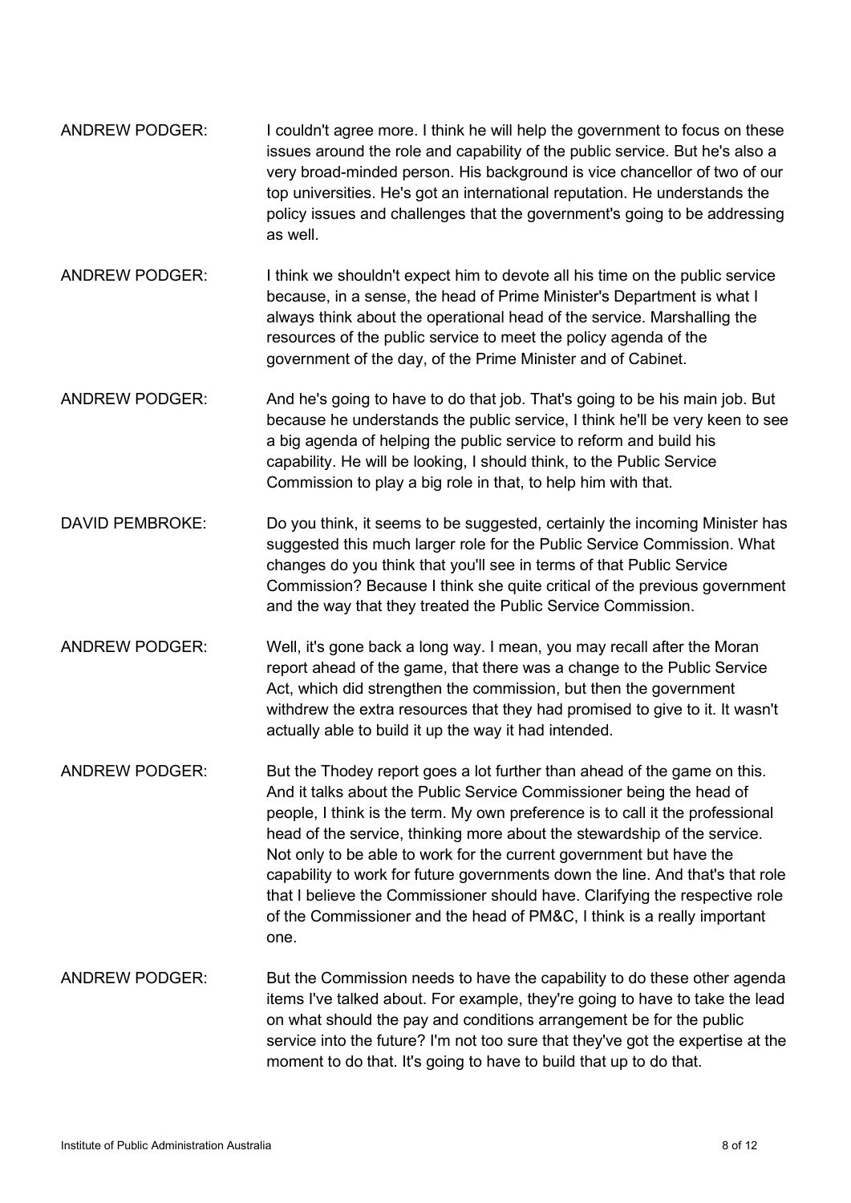ANDREW PODGER: I couldn't agree more. I think he will help the government to focus on these issues around the role and capability of the public service. But he's also a very broad-minded person. His background is vice chancellor of two of our top universities. He's got an international reputation. He understands the policy issues and challenges that the government's going to be addressing as well.

ANDREW PODGER: I think we shouldn't expect him to devote all his time on the public service because, in a sense, the head of Prime Minister's Department is what I always think about the operational head of the service. Marshalling the resources of the public service to meet the policy agenda of the government of the day, of the Prime Minister and of Cabinet.

ANDREW PODGER: And he's going to have to do that job. That's going to be his main job. But because he understands the public service, I think he'll be very keen to see a big agenda of helping the public service to reform and build his capability. He will be looking, I should think, to the Public Service Commission to play a big role in that, to help him with that.

DAVID PEMBROKE: Do you think, it seems to be suggested, certainly the incoming Minister has suggested this much larger role for the Public Service Commission. What changes do you think that you'll see in terms of that Public Service Commission? Because I think she quite critical of the previous government and the way that they treated the Public Service Commission.

ANDREW PODGER: Well, it's gone back a long way. I mean, you may recall after the Moran report ahead of the game, that there was a change to the Public Service Act, which did strengthen the commission, but then the government withdrew the extra resources that they had promised to give to it. It wasn't actually able to build it up the way it had intended.

ANDREW PODGER: But the Thodey report goes a lot further than ahead of the game on this. And it talks about the Public Service Commissioner being the head of people, I think is the term. My own preference is to call it the professional head of the service, thinking more about the stewardship of the service. Not only to be able to work for the current government but have the capability to work for future governments down the line. And that's that role that I believe the Commissioner should have. Clarifying the respective role of the Commissioner and the head of PM&C, I think is a really important one.

ANDREW PODGER: But the Commission needs to have the capability to do these other agenda items I've talked about. For example, they're going to have to take the lead on what should the pay and conditions arrangement be for the public service into the future? I'm not too sure that they've got the expertise at the moment to do that. It's going to have to build that up to do that.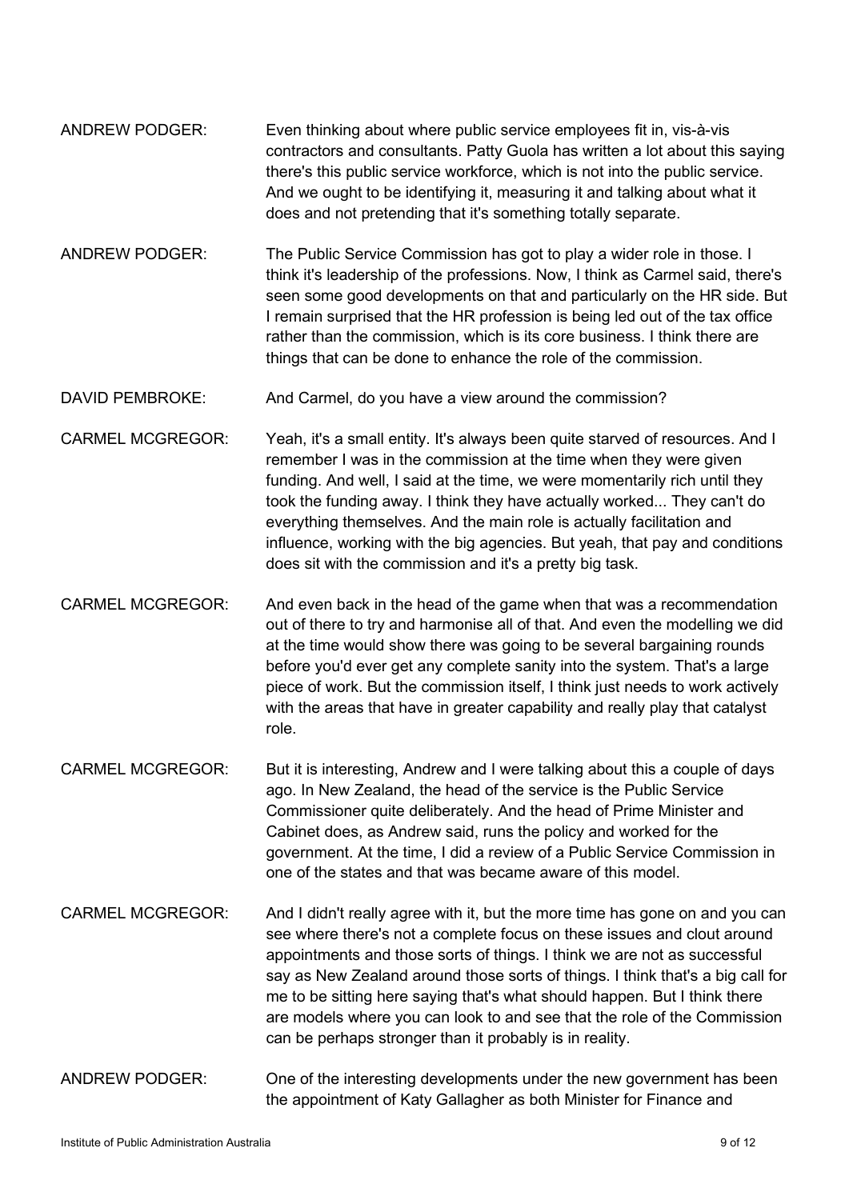ANDREW PODGER: Even thinking about where public service employees fit in, vis-à-vis contractors and consultants. Patty Guola has written a lot about this saying there's this public service workforce, which is not into the public service. And we ought to be identifying it, measuring it and talking about what it does and not pretending that it's something totally separate.

ANDREW PODGER: The Public Service Commission has got to play a wider role in those. I think it's leadership of the professions. Now, I think as Carmel said, there's seen some good developments on that and particularly on the HR side. But I remain surprised that the HR profession is being led out of the tax office rather than the commission, which is its core business. I think there are things that can be done to enhance the role of the commission.

DAVID PEMBROKE: And Carmel, do you have a view around the commission?

CARMEL MCGREGOR: Yeah, it's a small entity. It's always been quite starved of resources. And I remember I was in the commission at the time when they were given funding. And well, I said at the time, we were momentarily rich until they took the funding away. I think they have actually worked... They can't do everything themselves. And the main role is actually facilitation and influence, working with the big agencies. But yeah, that pay and conditions does sit with the commission and it's a pretty big task.

CARMEL MCGREGOR: And even back in the head of the game when that was a recommendation out of there to try and harmonise all of that. And even the modelling we did at the time would show there was going to be several bargaining rounds before you'd ever get any complete sanity into the system. That's a large piece of work. But the commission itself, I think just needs to work actively with the areas that have in greater capability and really play that catalyst role.

CARMEL MCGREGOR: But it is interesting, Andrew and I were talking about this a couple of days ago. In New Zealand, the head of the service is the Public Service Commissioner quite deliberately. And the head of Prime Minister and Cabinet does, as Andrew said, runs the policy and worked for the government. At the time, I did a review of a Public Service Commission in one of the states and that was became aware of this model.

CARMEL MCGREGOR: And I didn't really agree with it, but the more time has gone on and you can see where there's not a complete focus on these issues and clout around appointments and those sorts of things. I think we are not as successful say as New Zealand around those sorts of things. I think that's a big call for me to be sitting here saying that's what should happen. But I think there are models where you can look to and see that the role of the Commission can be perhaps stronger than it probably is in reality.

ANDREW PODGER: One of the interesting developments under the new government has been the appointment of Katy Gallagher as both Minister for Finance and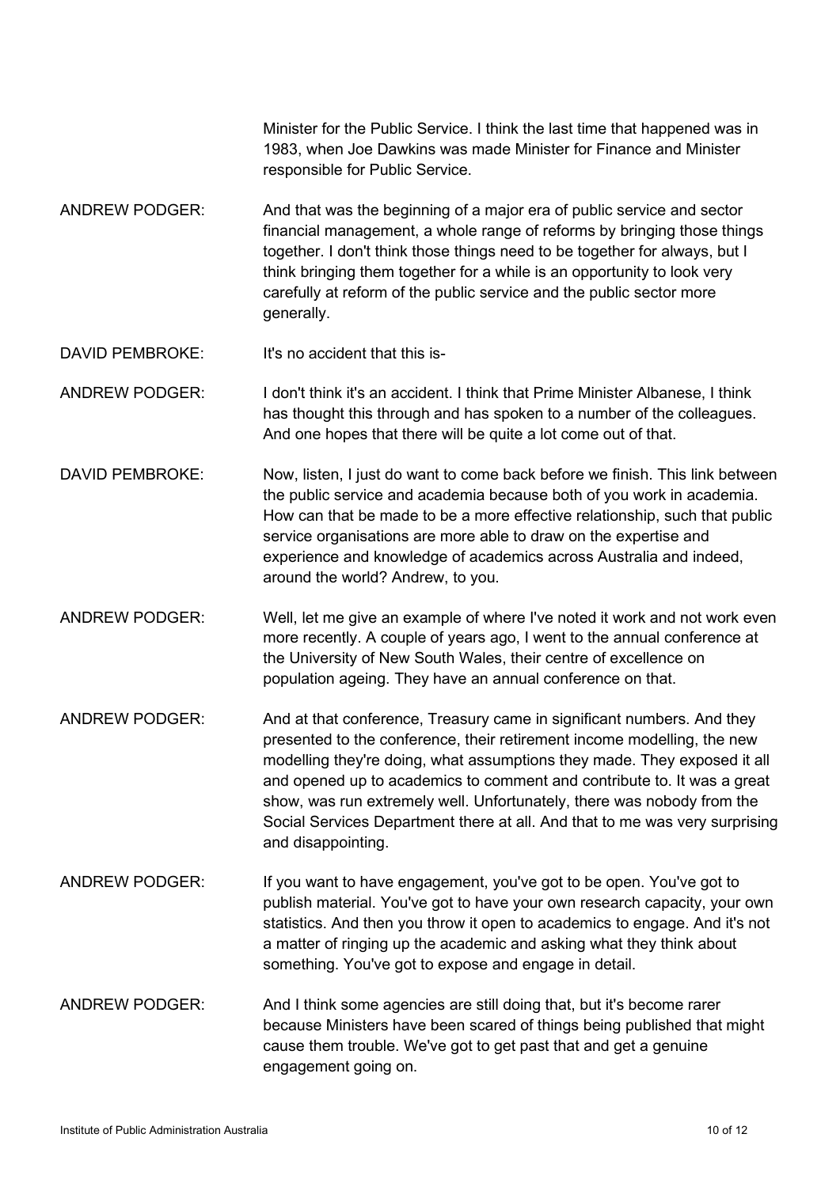Minister for the Public Service. I think the last time that happened was in 1983, when Joe Dawkins was made Minister for Finance and Minister responsible for Public Service.

ANDREW PODGER: And that was the beginning of a major era of public service and sector financial management, a whole range of reforms by bringing those things together. I don't think those things need to be together for always, but I think bringing them together for a while is an opportunity to look very carefully at reform of the public service and the public sector more generally.

DAVID PEMBROKE: It's no accident that this is-

ANDREW PODGER: I don't think it's an accident. I think that Prime Minister Albanese, I think has thought this through and has spoken to a number of the colleagues. And one hopes that there will be quite a lot come out of that.

DAVID PEMBROKE: Now, listen, I just do want to come back before we finish. This link between the public service and academia because both of you work in academia. How can that be made to be a more effective relationship, such that public service organisations are more able to draw on the expertise and experience and knowledge of academics across Australia and indeed, around the world? Andrew, to you.

ANDREW PODGER: Well, let me give an example of where I've noted it work and not work even more recently. A couple of years ago, I went to the annual conference at the University of New South Wales, their centre of excellence on population ageing. They have an annual conference on that.

ANDREW PODGER: And at that conference, Treasury came in significant numbers. And they presented to the conference, their retirement income modelling, the new modelling they're doing, what assumptions they made. They exposed it all and opened up to academics to comment and contribute to. It was a great show, was run extremely well. Unfortunately, there was nobody from the Social Services Department there at all. And that to me was very surprising and disappointing.

ANDREW PODGER: If you want to have engagement, you've got to be open. You've got to publish material. You've got to have your own research capacity, your own statistics. And then you throw it open to academics to engage. And it's not a matter of ringing up the academic and asking what they think about something. You've got to expose and engage in detail.

ANDREW PODGER: And I think some agencies are still doing that, but it's become rarer because Ministers have been scared of things being published that might cause them trouble. We've got to get past that and get a genuine engagement going on.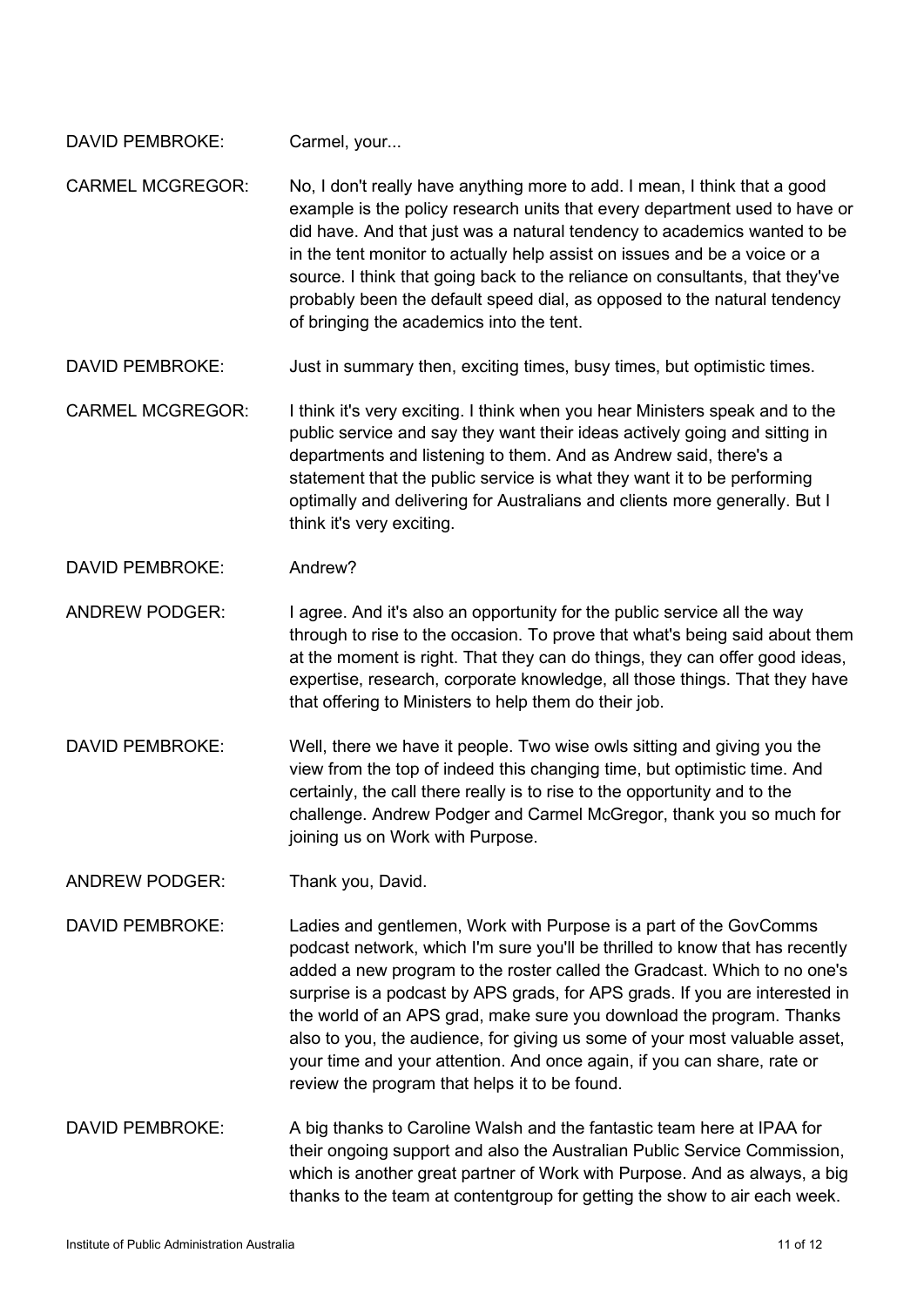DAVID PEMBROKE: Carmel, your...

CARMEL MCGREGOR: No, I don't really have anything more to add. I mean, I think that a good example is the policy research units that every department used to have or did have. And that just was a natural tendency to academics wanted to be in the tent monitor to actually help assist on issues and be a voice or a source. I think that going back to the reliance on consultants, that they've probably been the default speed dial, as opposed to the natural tendency of bringing the academics into the tent.

DAVID PEMBROKE: Just in summary then, exciting times, busy times, but optimistic times.

CARMEL MCGREGOR: I think it's very exciting. I think when you hear Ministers speak and to the public service and say they want their ideas actively going and sitting in departments and listening to them. And as Andrew said, there's a statement that the public service is what they want it to be performing optimally and delivering for Australians and clients more generally. But I think it's very exciting.

DAVID PEMBROKE: Andrew?

ANDREW PODGER: I agree. And it's also an opportunity for the public service all the way through to rise to the occasion. To prove that what's being said about them at the moment is right. That they can do things, they can offer good ideas, expertise, research, corporate knowledge, all those things. That they have that offering to Ministers to help them do their job.

DAVID PEMBROKE: Well, there we have it people. Two wise owls sitting and giving you the view from the top of indeed this changing time, but optimistic time. And certainly, the call there really is to rise to the opportunity and to the challenge. Andrew Podger and Carmel McGregor, thank you so much for joining us on Work with Purpose.

ANDREW PODGER: Thank you, David.

DAVID PEMBROKE: Ladies and gentlemen, Work with Purpose is a part of the GovComms podcast network, which I'm sure you'll be thrilled to know that has recently added a new program to the roster called the Gradcast. Which to no one's surprise is a podcast by APS grads, for APS grads. If you are interested in the world of an APS grad, make sure you download the program. Thanks also to you, the audience, for giving us some of your most valuable asset, your time and your attention. And once again, if you can share, rate or review the program that helps it to be found.

DAVID PEMBROKE: A big thanks to Caroline Walsh and the fantastic team here at IPAA for their ongoing support and also the Australian Public Service Commission, which is another great partner of Work with Purpose. And as always, a big thanks to the team at contentgroup for getting the show to air each week.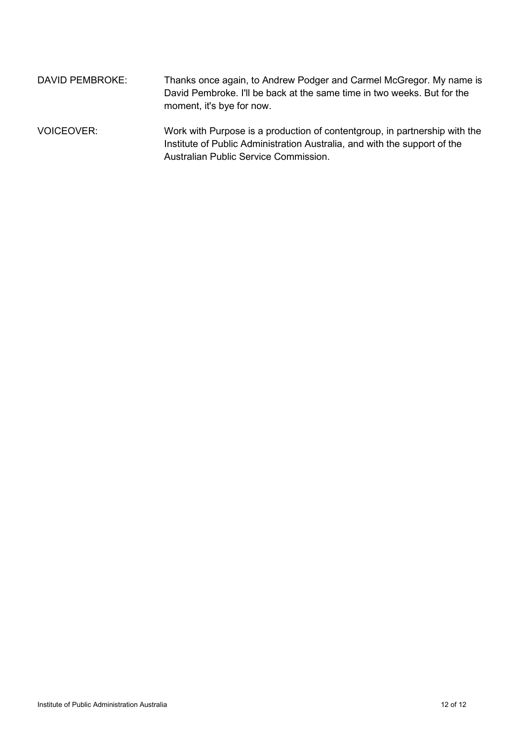DAVID PEMBROKE: Thanks once again, to Andrew Podger and Carmel McGregor. My name is David Pembroke. I'll be back at the same time in two weeks. But for the moment, it's bye for now.

VOICEOVER: Work with Purpose is a production of contentgroup, in partnership with the Institute of Public Administration Australia, and with the support of the Australian Public Service Commission.